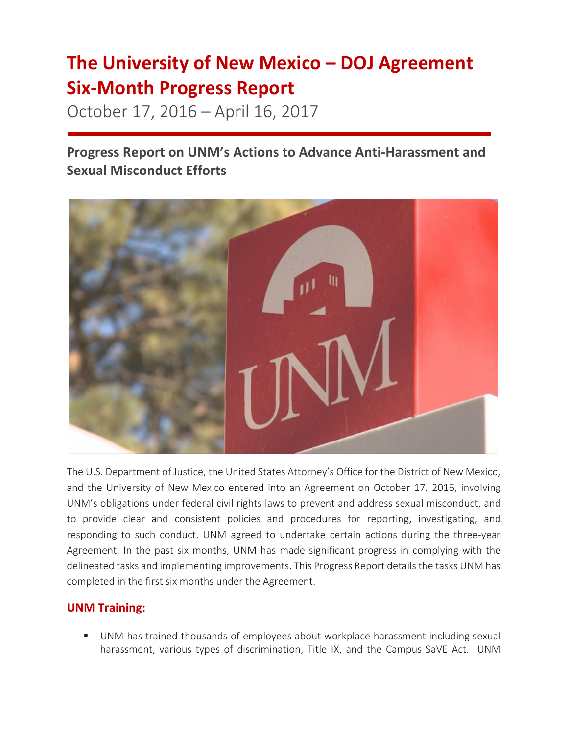# The University of New Mexico – DOJ Agreement Six-Month Progress Report

October 17, 2016 – April 16, 2017

## Progress Report on UNM's Actions to Advance Anti-Harassment and Sexual Misconduct Efforts

The U.S. Department of Justice, the United States Attorney's Office for the District of New Mexico, and the University of New Mexico entered into an Agreement on October 17, 2016, involving UNM's obligations under federal civil rights laws to prevent and address sexual misconduct, and to provide clear and consistent policies and procedures for reporting, investigating, and responding to such conduct. UNM agreed to undertake certain actions during the three-year Agreement. In the past six months, UNM has made significant progress in complying with the delineated tasks and implementing improvements. This Progress Report details the tasks UNM has completed in the first six months under the Agreement.

### UNM Training:

- UNM has trained thousands of employees about workplace harassment including sexual harassment, various types of discrimination, Title IX, and the Campus SaVE Act. UNM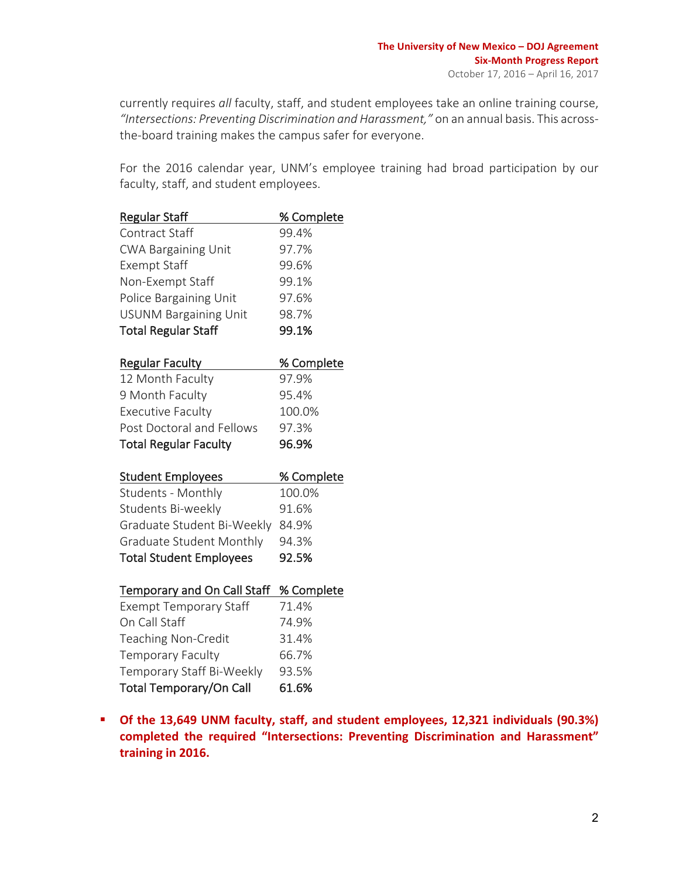currently requires *all* faculty, staff, and student employees take an online training course, *"Intersections: Preventing Discrimination and Harassment,"* on an annual basis. This across-the-board training makes the campus safer for everyone.

For the 2016 calendar year, UNM's employee training had broad participation by our faculty, staff, and student employees.

| Regular Staff | % Complete |
|---|---|
| Contract Staff | 99.4% |
| CWA Bargaining Unit | 97.7% |
| Exempt Staff | 99.6% |
| Non-Exempt Staff | 99.1% |
| Police Bargaining Unit | 97.6% |
| USUNM Bargaining Unit | 98.7% |
| **Total Regular Staff** | **99.1%** |

| Regular Faculty | % Complete |
|---|---|
| 12 Month Faculty | 97.9% |
| 9 Month Faculty | 95.4% |
| Executive Faculty | 100.0% |
| Post Doctoral and Fellows | 97.3% |
| **Total Regular Faculty** | **96.9%** |

| Student Employees | % Complete |
|---|---|
| Students - Monthly | 100.0% |
| Students Bi-weekly | 91.6% |
| Graduate Student Bi-Weekly | 84.9% |
| Graduate Student Monthly | 94.3% |
| **Total Student Employees** | **92.5%** |

| Temporary and On Call Staff | % Complete |
|---|---|
| Exempt Temporary Staff | 71.4% |
| On Call Staff | 74.9% |
| Teaching Non-Credit | 31.4% |
| Temporary Faculty | 66.7% |
| Temporary Staff Bi-Weekly | 93.5% |
| **Total Temporary/On Call** | **61.6%** |

- **Of the 13,649 UNM faculty, staff, and student employees, 12,321 individuals (90.3%) completed the required "Intersections: Preventing Discrimination and Harassment" training in 2016.**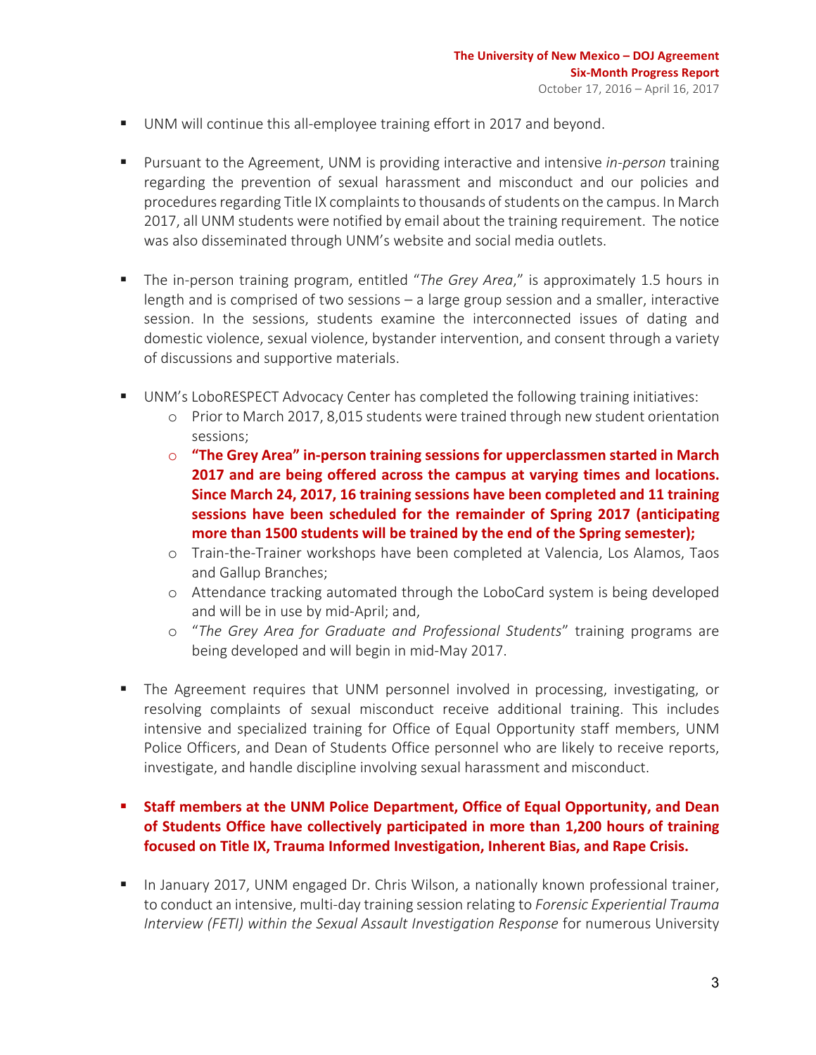- UNM will continue this all-employee training effort in 2017 and beyond.

- Pursuant to the Agreement, UNM is providing interactive and intensive *in-person* training regarding the prevention of sexual harassment and misconduct and our policies and procedures regarding Title IX complaints to thousands of students on the campus. In March 2017, all UNM students were notified by email about the training requirement. The notice was also disseminated through UNM's website and social media outlets.

- The in-person training program, entitled "*The Grey Area*," is approximately 1.5 hours in length and is comprised of two sessions – a large group session and a smaller, interactive session. In the sessions, students examine the interconnected issues of dating and domestic violence, sexual violence, bystander intervention, and consent through a variety of discussions and supportive materials.

- UNM's LoboRESPECT Advocacy Center has completed the following training initiatives:
  - Prior to March 2017, 8,015 students were trained through new student orientation sessions;
  - **"The Grey Area" in-person training sessions for upperclassmen started in March 2017 and are being offered across the campus at varying times and locations. Since March 24, 2017, 16 training sessions have been completed and 11 training sessions have been scheduled for the remainder of Spring 2017 (anticipating more than 1500 students will be trained by the end of the Spring semester);**
  - Train-the-Trainer workshops have been completed at Valencia, Los Alamos, Taos and Gallup Branches;
  - Attendance tracking automated through the LoboCard system is being developed and will be in use by mid-April; and,
  - "*The Grey Area for Graduate and Professional Students*" training programs are being developed and will begin in mid-May 2017.

- The Agreement requires that UNM personnel involved in processing, investigating, or resolving complaints of sexual misconduct receive additional training. This includes intensive and specialized training for Office of Equal Opportunity staff members, UNM Police Officers, and Dean of Students Office personnel who are likely to receive reports, investigate, and handle discipline involving sexual harassment and misconduct.

- **Staff members at the UNM Police Department, Office of Equal Opportunity, and Dean of Students Office have collectively participated in more than 1,200 hours of training focused on Title IX, Trauma Informed Investigation, Inherent Bias, and Rape Crisis.**

- In January 2017, UNM engaged Dr. Chris Wilson, a nationally known professional trainer, to conduct an intensive, multi-day training session relating to *Forensic Experiential Trauma Interview (FETI) within the Sexual Assault Investigation Response* for numerous University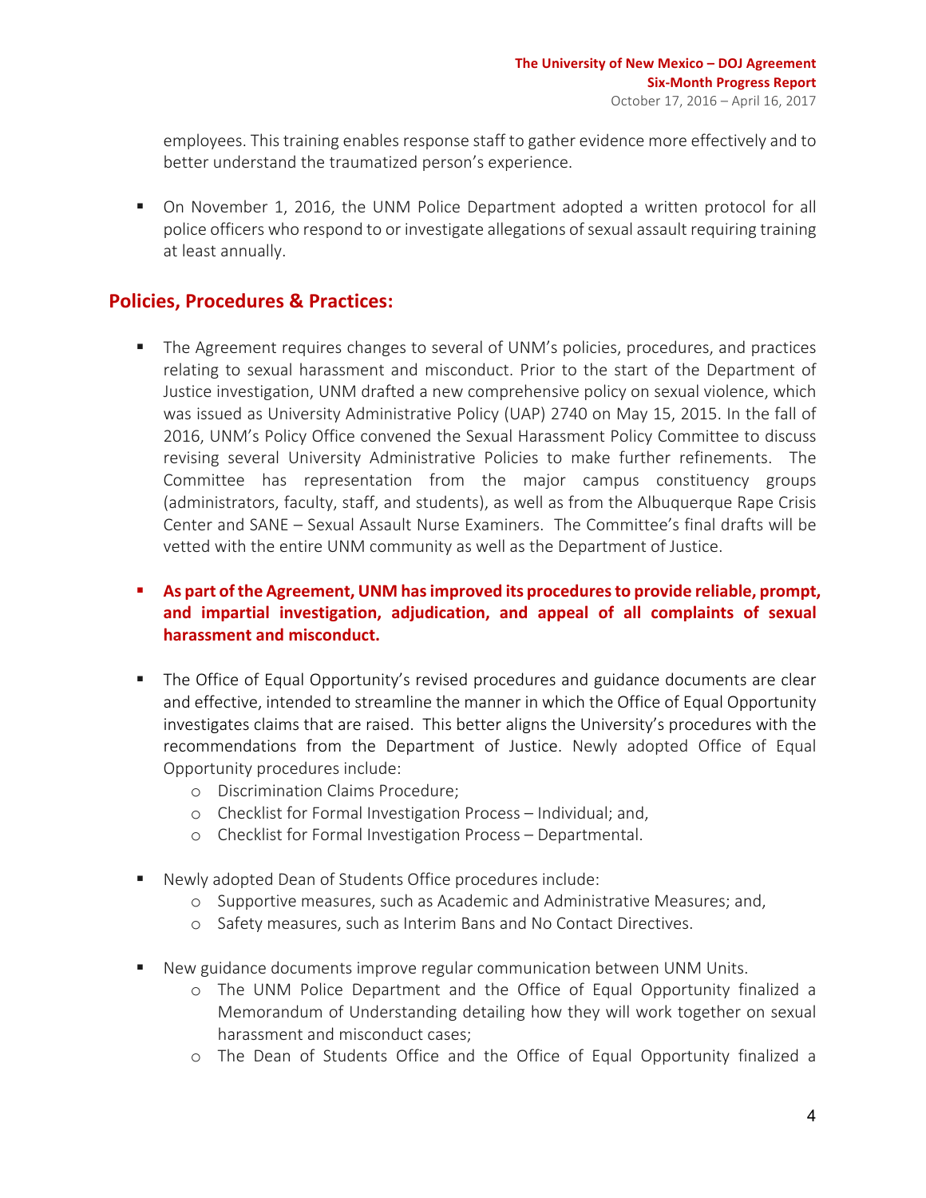employees. This training enables response staff to gather evidence more effectively and to better understand the traumatized person's experience.

- On November 1, 2016, the UNM Police Department adopted a written protocol for all police officers who respond to or investigate allegations of sexual assault requiring training at least annually.

## Policies, Procedures & Practices:

- The Agreement requires changes to several of UNM's policies, procedures, and practices relating to sexual harassment and misconduct. Prior to the start of the Department of Justice investigation, UNM drafted a new comprehensive policy on sexual violence, which was issued as University Administrative Policy (UAP) 2740 on May 15, 2015. In the fall of 2016, UNM's Policy Office convened the Sexual Harassment Policy Committee to discuss revising several University Administrative Policies to make further refinements. The Committee has representation from the major campus constituency groups (administrators, faculty, staff, and students), as well as from the Albuquerque Rape Crisis Center and SANE – Sexual Assault Nurse Examiners. The Committee's final drafts will be vetted with the entire UNM community as well as the Department of Justice.

- **As part of the Agreement, UNM has improved its procedures to provide reliable, prompt, and impartial investigation, adjudication, and appeal of all complaints of sexual harassment and misconduct.**

- The Office of Equal Opportunity's revised procedures and guidance documents are clear and effective, intended to streamline the manner in which the Office of Equal Opportunity investigates claims that are raised. This better aligns the University's procedures with the recommendations from the Department of Justice. Newly adopted Office of Equal Opportunity procedures include:
  - Discrimination Claims Procedure;
  - Checklist for Formal Investigation Process – Individual; and,
  - Checklist for Formal Investigation Process – Departmental.

- Newly adopted Dean of Students Office procedures include:
  - Supportive measures, such as Academic and Administrative Measures; and,
  - Safety measures, such as Interim Bans and No Contact Directives.

- New guidance documents improve regular communication between UNM Units.
  - The UNM Police Department and the Office of Equal Opportunity finalized a Memorandum of Understanding detailing how they will work together on sexual harassment and misconduct cases;
  - The Dean of Students Office and the Office of Equal Opportunity finalized a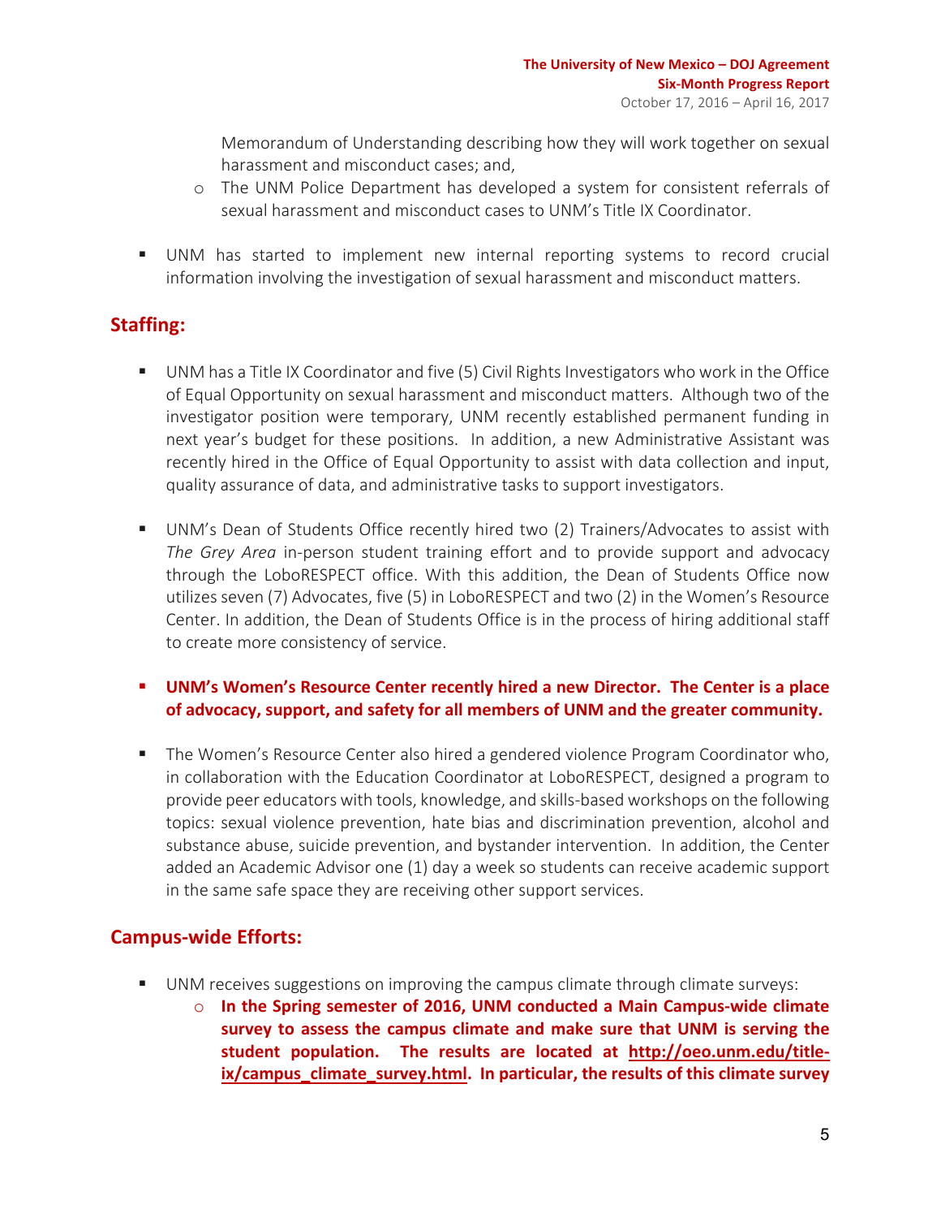Memorandum of Understanding describing how they will work together on sexual harassment and misconduct cases; and,

- The UNM Police Department has developed a system for consistent referrals of sexual harassment and misconduct cases to UNM's Title IX Coordinator.

- UNM has started to implement new internal reporting systems to record crucial information involving the investigation of sexual harassment and misconduct matters.

## Staffing:

- UNM has a Title IX Coordinator and five (5) Civil Rights Investigators who work in the Office of Equal Opportunity on sexual harassment and misconduct matters. Although two of the investigator position were temporary, UNM recently established permanent funding in next year's budget for these positions. In addition, a new Administrative Assistant was recently hired in the Office of Equal Opportunity to assist with data collection and input, quality assurance of data, and administrative tasks to support investigators.

- UNM's Dean of Students Office recently hired two (2) Trainers/Advocates to assist with *The Grey Area* in-person student training effort and to provide support and advocacy through the LoboRESPECT office. With this addition, the Dean of Students Office now utilizes seven (7) Advocates, five (5) in LoboRESPECT and two (2) in the Women's Resource Center. In addition, the Dean of Students Office is in the process of hiring additional staff to create more consistency of service.

- **UNM's Women's Resource Center recently hired a new Director. The Center is a place of advocacy, support, and safety for all members of UNM and the greater community.**

- The Women's Resource Center also hired a gendered violence Program Coordinator who, in collaboration with the Education Coordinator at LoboRESPECT, designed a program to provide peer educators with tools, knowledge, and skills-based workshops on the following topics: sexual violence prevention, hate bias and discrimination prevention, alcohol and substance abuse, suicide prevention, and bystander intervention. In addition, the Center added an Academic Advisor one (1) day a week so students can receive academic support in the same safe space they are receiving other support services.

## Campus-wide Efforts:

- UNM receives suggestions on improving the campus climate through climate surveys:
  - **In the Spring semester of 2016, UNM conducted a Main Campus-wide climate survey to assess the campus climate and make sure that UNM is serving the student population. The results are located at http://oeo.unm.edu/title-ix/campus_climate_survey.html. In particular, the results of this climate survey**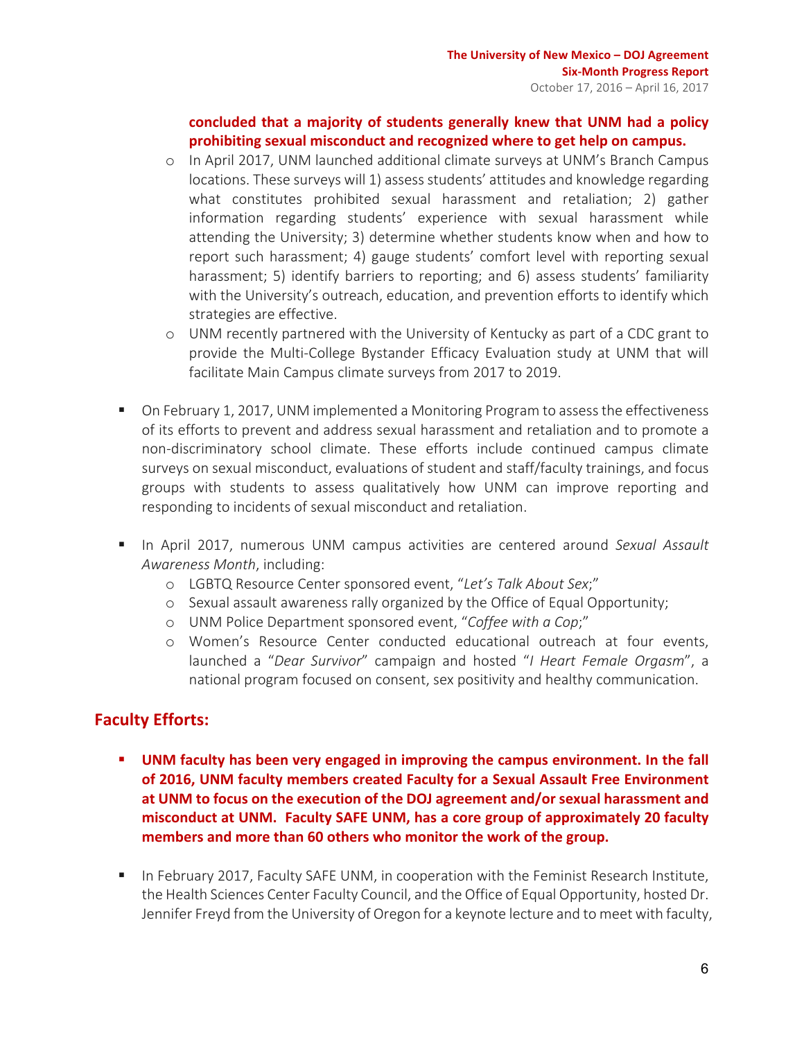**concluded that a majority of students generally knew that UNM had a policy prohibiting sexual misconduct and recognized where to get help on campus.**

  - In April 2017, UNM launched additional climate surveys at UNM's Branch Campus locations. These surveys will 1) assess students' attitudes and knowledge regarding what constitutes prohibited sexual harassment and retaliation; 2) gather information regarding students' experience with sexual harassment while attending the University; 3) determine whether students know when and how to report such harassment; 4) gauge students' comfort level with reporting sexual harassment; 5) identify barriers to reporting; and 6) assess students' familiarity with the University's outreach, education, and prevention efforts to identify which strategies are effective.
  - UNM recently partnered with the University of Kentucky as part of a CDC grant to provide the Multi-College Bystander Efficacy Evaluation study at UNM that will facilitate Main Campus climate surveys from 2017 to 2019.

- On February 1, 2017, UNM implemented a Monitoring Program to assess the effectiveness of its efforts to prevent and address sexual harassment and retaliation and to promote a non-discriminatory school climate. These efforts include continued campus climate surveys on sexual misconduct, evaluations of student and staff/faculty trainings, and focus groups with students to assess qualitatively how UNM can improve reporting and responding to incidents of sexual misconduct and retaliation.

- In April 2017, numerous UNM campus activities are centered around *Sexual Assault Awareness Month*, including:
  - LGBTQ Resource Center sponsored event, "*Let's Talk About Sex*;"
  - Sexual assault awareness rally organized by the Office of Equal Opportunity;
  - UNM Police Department sponsored event, "*Coffee with a Cop*;"
  - Women's Resource Center conducted educational outreach at four events, launched a "*Dear Survivor*" campaign and hosted "*I Heart Female Orgasm*", a national program focused on consent, sex positivity and healthy communication.

## Faculty Efforts:

- **UNM faculty has been very engaged in improving the campus environment. In the fall of 2016, UNM faculty members created Faculty for a Sexual Assault Free Environment at UNM to focus on the execution of the DOJ agreement and/or sexual harassment and misconduct at UNM. Faculty SAFE UNM, has a core group of approximately 20 faculty members and more than 60 others who monitor the work of the group.**

- In February 2017, Faculty SAFE UNM, in cooperation with the Feminist Research Institute, the Health Sciences Center Faculty Council, and the Office of Equal Opportunity, hosted Dr. Jennifer Freyd from the University of Oregon for a keynote lecture and to meet with faculty,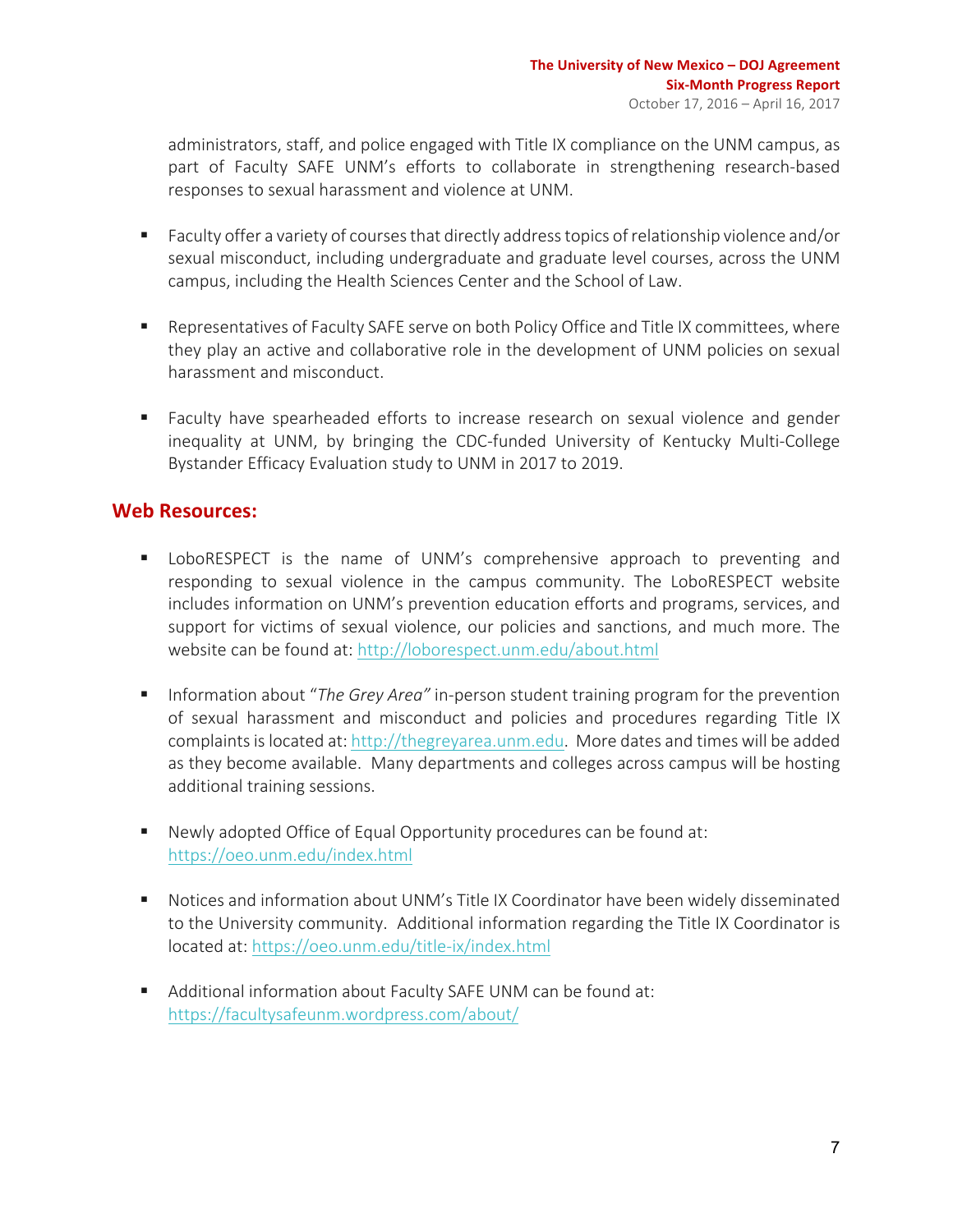administrators, staff, and police engaged with Title IX compliance on the UNM campus, as part of Faculty SAFE UNM's efforts to collaborate in strengthening research-based responses to sexual harassment and violence at UNM.

- Faculty offer a variety of courses that directly address topics of relationship violence and/or sexual misconduct, including undergraduate and graduate level courses, across the UNM campus, including the Health Sciences Center and the School of Law.

- Representatives of Faculty SAFE serve on both Policy Office and Title IX committees, where they play an active and collaborative role in the development of UNM policies on sexual harassment and misconduct.

- Faculty have spearheaded efforts to increase research on sexual violence and gender inequality at UNM, by bringing the CDC-funded University of Kentucky Multi-College Bystander Efficacy Evaluation study to UNM in 2017 to 2019.

## Web Resources:

- LoboRESPECT is the name of UNM's comprehensive approach to preventing and responding to sexual violence in the campus community. The LoboRESPECT website includes information on UNM's prevention education efforts and programs, services, and support for victims of sexual violence, our policies and sanctions, and much more. The website can be found at: http://loborespect.unm.edu/about.html

- Information about "*The Grey Area*" in-person student training program for the prevention of sexual harassment and misconduct and policies and procedures regarding Title IX complaints is located at: http://thegreyarea.unm.edu. More dates and times will be added as they become available. Many departments and colleges across campus will be hosting additional training sessions.

- Newly adopted Office of Equal Opportunity procedures can be found at: https://oeo.unm.edu/index.html

- Notices and information about UNM's Title IX Coordinator have been widely disseminated to the University community. Additional information regarding the Title IX Coordinator is located at: https://oeo.unm.edu/title-ix/index.html

- Additional information about Faculty SAFE UNM can be found at: https://facultysafeunm.wordpress.com/about/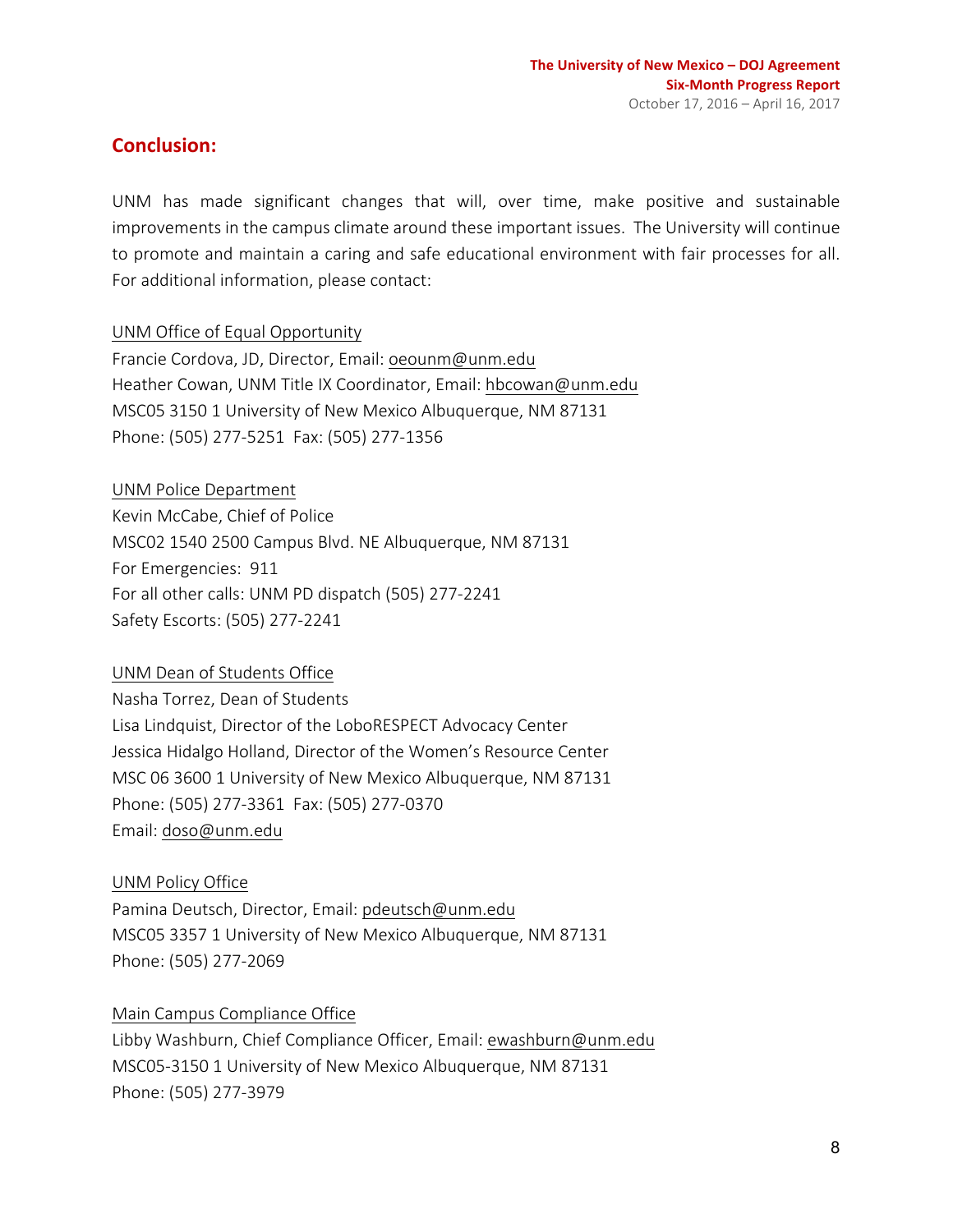## Conclusion:

UNM has made significant changes that will, over time, make positive and sustainable improvements in the campus climate around these important issues. The University will continue to promote and maintain a caring and safe educational environment with fair processes for all. For additional information, please contact:

UNM Office of Equal Opportunity
Francie Cordova, JD, Director, Email: oeounm@unm.edu
Heather Cowan, UNM Title IX Coordinator, Email: hbcowan@unm.edu
MSC05 3150 1 University of New Mexico Albuquerque, NM 87131
Phone: (505) 277-5251 Fax: (505) 277-1356

UNM Police Department
Kevin McCabe, Chief of Police
MSC02 1540 2500 Campus Blvd. NE Albuquerque, NM 87131
For Emergencies: 911
For all other calls: UNM PD dispatch (505) 277-2241
Safety Escorts: (505) 277-2241

UNM Dean of Students Office
Nasha Torrez, Dean of Students
Lisa Lindquist, Director of the LoboRESPECT Advocacy Center
Jessica Hidalgo Holland, Director of the Women's Resource Center
MSC 06 3600 1 University of New Mexico Albuquerque, NM 87131
Phone: (505) 277-3361 Fax: (505) 277-0370
Email: doso@unm.edu

UNM Policy Office
Pamina Deutsch, Director, Email: pdeutsch@unm.edu
MSC05 3357 1 University of New Mexico Albuquerque, NM 87131
Phone: (505) 277-2069

Main Campus Compliance Office
Libby Washburn, Chief Compliance Officer, Email: ewashburn@unm.edu
MSC05-3150 1 University of New Mexico Albuquerque, NM 87131
Phone: (505) 277-3979